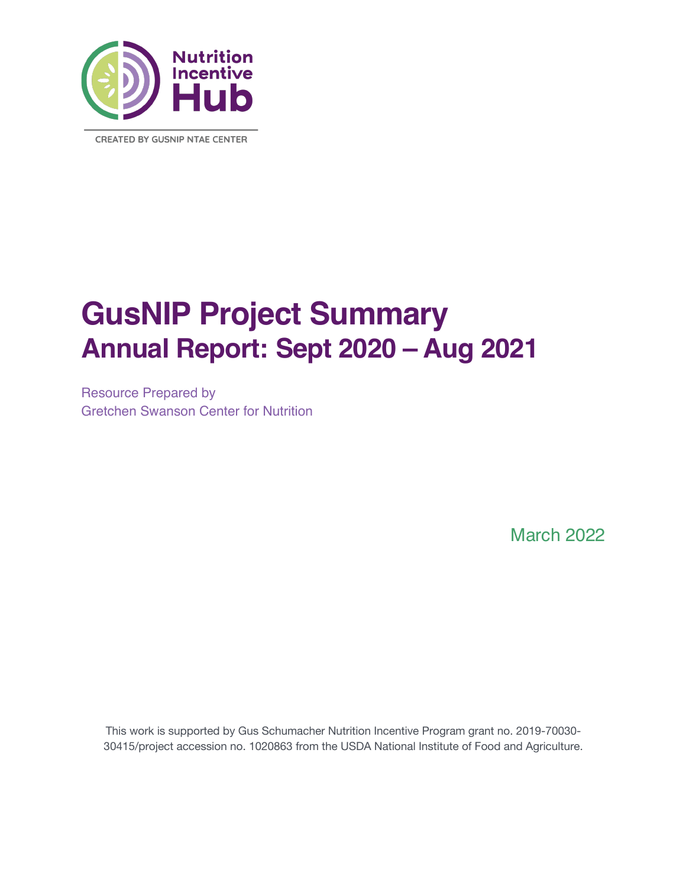Nutrition Incentive Hub

CREATED BY GUSNIP NTAE CENTER

# GusNIP Project Summary

## Annual Report: Sept 2020 – Aug 2021

Resource Prepared by
Gretchen Swanson Center for Nutrition

March 2022

This work is supported by Gus Schumacher Nutrition Incentive Program grant no. 2019-70030-30415/project accession no. 1020863 from the USDA National Institute of Food and Agriculture.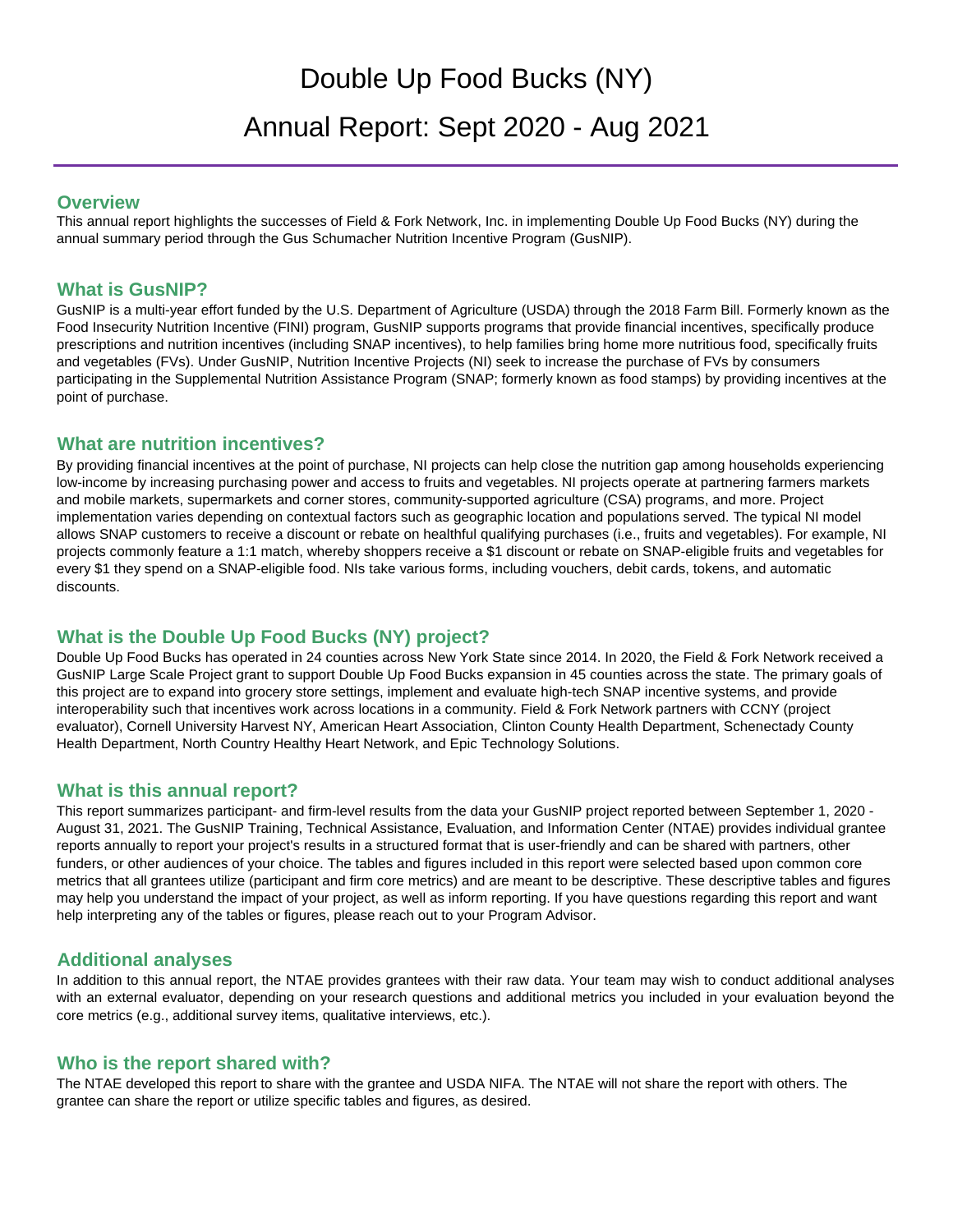# Double Up Food Bucks (NY)

# Annual Report: Sept 2020 - Aug 2021

## Overview

This annual report highlights the successes of Field & Fork Network, Inc. in implementing Double Up Food Bucks (NY) during the annual summary period through the Gus Schumacher Nutrition Incentive Program (GusNIP).

## What is GusNIP?

GusNIP is a multi-year effort funded by the U.S. Department of Agriculture (USDA) through the 2018 Farm Bill. Formerly known as the Food Insecurity Nutrition Incentive (FINI) program, GusNIP supports programs that provide financial incentives, specifically produce prescriptions and nutrition incentives (including SNAP incentives), to help families bring home more nutritious food, specifically fruits and vegetables (FVs). Under GusNIP, Nutrition Incentive Projects (NI) seek to increase the purchase of FVs by consumers participating in the Supplemental Nutrition Assistance Program (SNAP; formerly known as food stamps) by providing incentives at the point of purchase.

## What are nutrition incentives?

By providing financial incentives at the point of purchase, NI projects can help close the nutrition gap among households experiencing low-income by increasing purchasing power and access to fruits and vegetables. NI projects operate at partnering farmers markets and mobile markets, supermarkets and corner stores, community-supported agriculture (CSA) programs, and more. Project implementation varies depending on contextual factors such as geographic location and populations served. The typical NI model allows SNAP customers to receive a discount or rebate on healthful qualifying purchases (i.e., fruits and vegetables). For example, NI projects commonly feature a 1:1 match, whereby shoppers receive a $1 discount or rebate on SNAP-eligible fruits and vegetables for every $1 they spend on a SNAP-eligible food. NIs take various forms, including vouchers, debit cards, tokens, and automatic discounts.

## What is the Double Up Food Bucks (NY) project?

Double Up Food Bucks has operated in 24 counties across New York State since 2014. In 2020, the Field & Fork Network received a GusNIP Large Scale Project grant to support Double Up Food Bucks expansion in 45 counties across the state. The primary goals of this project are to expand into grocery store settings, implement and evaluate high-tech SNAP incentive systems, and provide interoperability such that incentives work across locations in a community. Field & Fork Network partners with CCNY (project evaluator), Cornell University Harvest NY, American Heart Association, Clinton County Health Department, Schenectady County Health Department, North Country Healthy Heart Network, and Epic Technology Solutions.

## What is this annual report?

This report summarizes participant- and firm-level results from the data your GusNIP project reported between September 1, 2020 - August 31, 2021. The GusNIP Training, Technical Assistance, Evaluation, and Information Center (NTAE) provides individual grantee reports annually to report your project's results in a structured format that is user-friendly and can be shared with partners, other funders, or other audiences of your choice. The tables and figures included in this report were selected based upon common core metrics that all grantees utilize (participant and firm core metrics) and are meant to be descriptive. These descriptive tables and figures may help you understand the impact of your project, as well as inform reporting. If you have questions regarding this report and want help interpreting any of the tables or figures, please reach out to your Program Advisor.

## Additional analyses

In addition to this annual report, the NTAE provides grantees with their raw data. Your team may wish to conduct additional analyses with an external evaluator, depending on your research questions and additional metrics you included in your evaluation beyond the core metrics (e.g., additional survey items, qualitative interviews, etc.).

## Who is the report shared with?

The NTAE developed this report to share with the grantee and USDA NIFA. The NTAE will not share the report with others. The grantee can share the report or utilize specific tables and figures, as desired.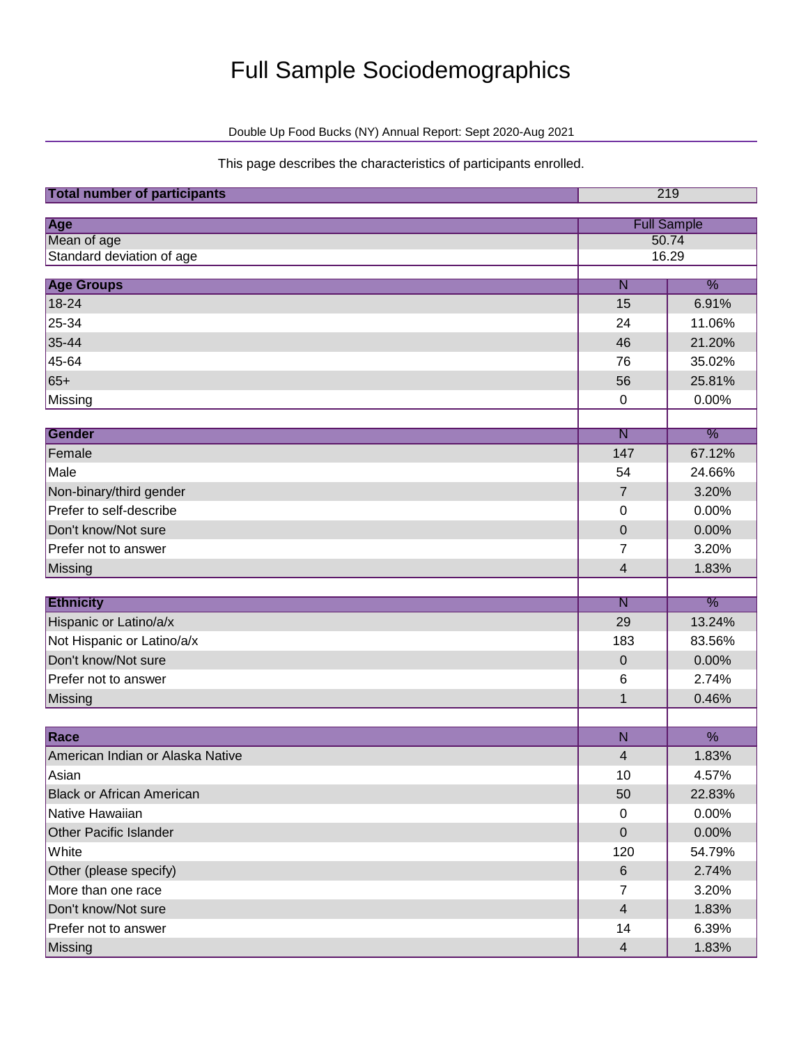# Full Sample Sociodemographics

Double Up Food Bucks (NY) Annual Report: Sept 2020-Aug 2021

This page describes the characteristics of participants enrolled.

| Total number of participants | 219 |
|---|---|

| Age | Full Sample |
|---|---|
| Mean of age | 50.74 |
| Standard deviation of age | 16.29 |

| Age Groups | N | % |
|---|---|---|
| 18-24 | 15 | 6.91% |
| 25-34 | 24 | 11.06% |
| 35-44 | 46 | 21.20% |
| 45-64 | 76 | 35.02% |
| 65+ | 56 | 25.81% |
| Missing | 0 | 0.00% |

| Gender | N | % |
|---|---|---|
| Female | 147 | 67.12% |
| Male | 54 | 24.66% |
| Non-binary/third gender | 7 | 3.20% |
| Prefer to self-describe | 0 | 0.00% |
| Don't know/Not sure | 0 | 0.00% |
| Prefer not to answer | 7 | 3.20% |
| Missing | 4 | 1.83% |

| Ethnicity | N | % |
|---|---|---|
| Hispanic or Latino/a/x | 29 | 13.24% |
| Not Hispanic or Latino/a/x | 183 | 83.56% |
| Don't know/Not sure | 0 | 0.00% |
| Prefer not to answer | 6 | 2.74% |
| Missing | 1 | 0.46% |

| Race | N | % |
|---|---|---|
| American Indian or Alaska Native | 4 | 1.83% |
| Asian | 10 | 4.57% |
| Black or African American | 50 | 22.83% |
| Native Hawaiian | 0 | 0.00% |
| Other Pacific Islander | 0 | 0.00% |
| White | 120 | 54.79% |
| Other (please specify) | 6 | 2.74% |
| More than one race | 7 | 3.20% |
| Don't know/Not sure | 4 | 1.83% |
| Prefer not to answer | 14 | 6.39% |
| Missing | 4 | 1.83% |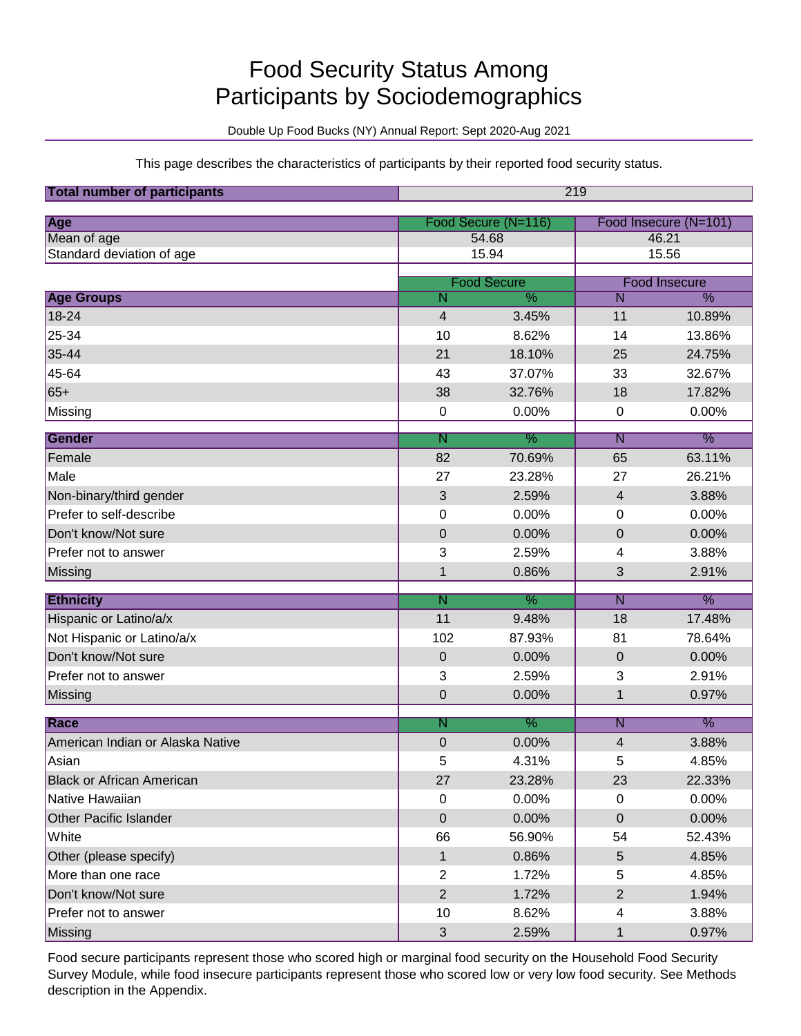# Food Security Status Among Participants by Sociodemographics

Double Up Food Bucks (NY) Annual Report: Sept 2020-Aug 2021

This page describes the characteristics of participants by their reported food security status.

| Total number of participants | 219 |
|---|---|

| Age | Food Secure (N=116) | Food Insecure (N=101) |
|---|---|---|
| Mean of age | 54.68 | 46.21 |
| Standard deviation of age | 15.94 | 15.56 |

| | Food Secure | | Food Insecure | |
|---|---|---|---|---|
| **Age Groups** | N | % | N | % |
| 18-24 | 4 | 3.45% | 11 | 10.89% |
| 25-34 | 10 | 8.62% | 14 | 13.86% |
| 35-44 | 21 | 18.10% | 25 | 24.75% |
| 45-64 | 43 | 37.07% | 33 | 32.67% |
| 65+ | 38 | 32.76% | 18 | 17.82% |
| Missing | 0 | 0.00% | 0 | 0.00% |

| Gender | N | % | N | % |
|---|---|---|---|---|
| Female | 82 | 70.69% | 65 | 63.11% |
| Male | 27 | 23.28% | 27 | 26.21% |
| Non-binary/third gender | 3 | 2.59% | 4 | 3.88% |
| Prefer to self-describe | 0 | 0.00% | 0 | 0.00% |
| Don't know/Not sure | 0 | 0.00% | 0 | 0.00% |
| Prefer not to answer | 3 | 2.59% | 4 | 3.88% |
| Missing | 1 | 0.86% | 3 | 2.91% |

| Ethnicity | N | % | N | % |
|---|---|---|---|---|
| Hispanic or Latino/a/x | 11 | 9.48% | 18 | 17.48% |
| Not Hispanic or Latino/a/x | 102 | 87.93% | 81 | 78.64% |
| Don't know/Not sure | 0 | 0.00% | 0 | 0.00% |
| Prefer not to answer | 3 | 2.59% | 3 | 2.91% |
| Missing | 0 | 0.00% | 1 | 0.97% |

| Race | N | % | N | % |
|---|---|---|---|---|
| American Indian or Alaska Native | 0 | 0.00% | 4 | 3.88% |
| Asian | 5 | 4.31% | 5 | 4.85% |
| Black or African American | 27 | 23.28% | 23 | 22.33% |
| Native Hawaiian | 0 | 0.00% | 0 | 0.00% |
| Other Pacific Islander | 0 | 0.00% | 0 | 0.00% |
| White | 66 | 56.90% | 54 | 52.43% |
| Other (please specify) | 1 | 0.86% | 5 | 4.85% |
| More than one race | 2 | 1.72% | 5 | 4.85% |
| Don't know/Not sure | 2 | 1.72% | 2 | 1.94% |
| Prefer not to answer | 10 | 8.62% | 4 | 3.88% |
| Missing | 3 | 2.59% | 1 | 0.97% |

Food secure participants represent those who scored high or marginal food security on the Household Food Security Survey Module, while food insecure participants represent those who scored low or very low food security. See Methods description in the Appendix.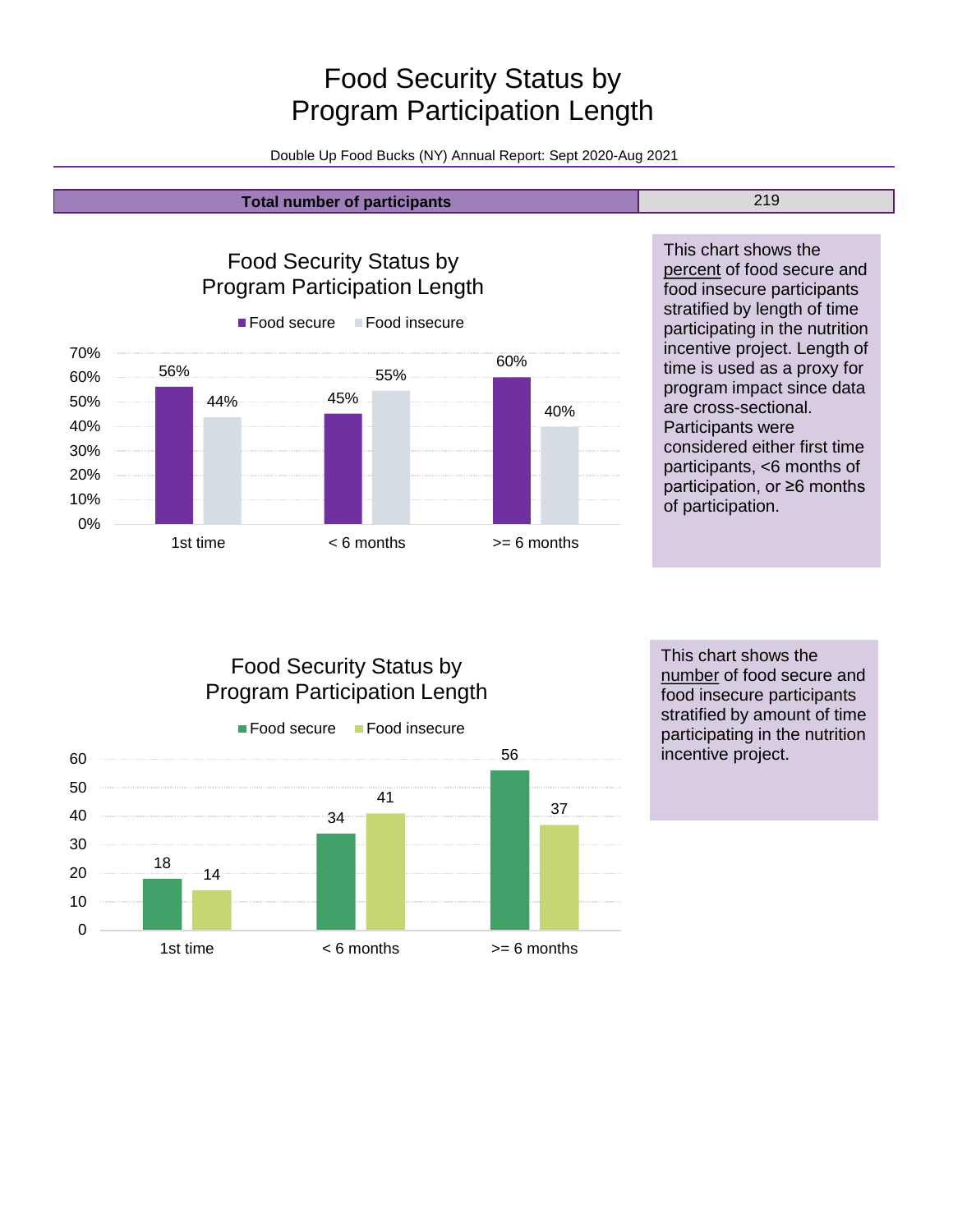# Food Security Status by Program Participation Length

Double Up Food Bucks (NY) Annual Report: Sept 2020-Aug 2021

| Total number of participants | 219 |
|---|---|

## Food Security Status by Program Participation Length

| | Food secure | Food insecure |
|---|---|---|
| 1st time | 56% | 44% |
| < 6 months | 45% | 55% |
| >= 6 months | 60% | 40% |

This chart shows the percent of food secure and food insecure participants stratified by length of time participating in the nutrition incentive project. Length of time is used as a proxy for program impact since data are cross-sectional. Participants were considered either first time participants, <6 months of participation, or ≥6 months of participation.

## Food Security Status by Program Participation Length

| | Food secure | Food insecure |
|---|---|---|
| 1st time | 18 | 14 |
| < 6 months | 34 | 41 |
| >= 6 months | 56 | 37 |

This chart shows the number of food secure and food insecure participants stratified by amount of time participating in the nutrition incentive project.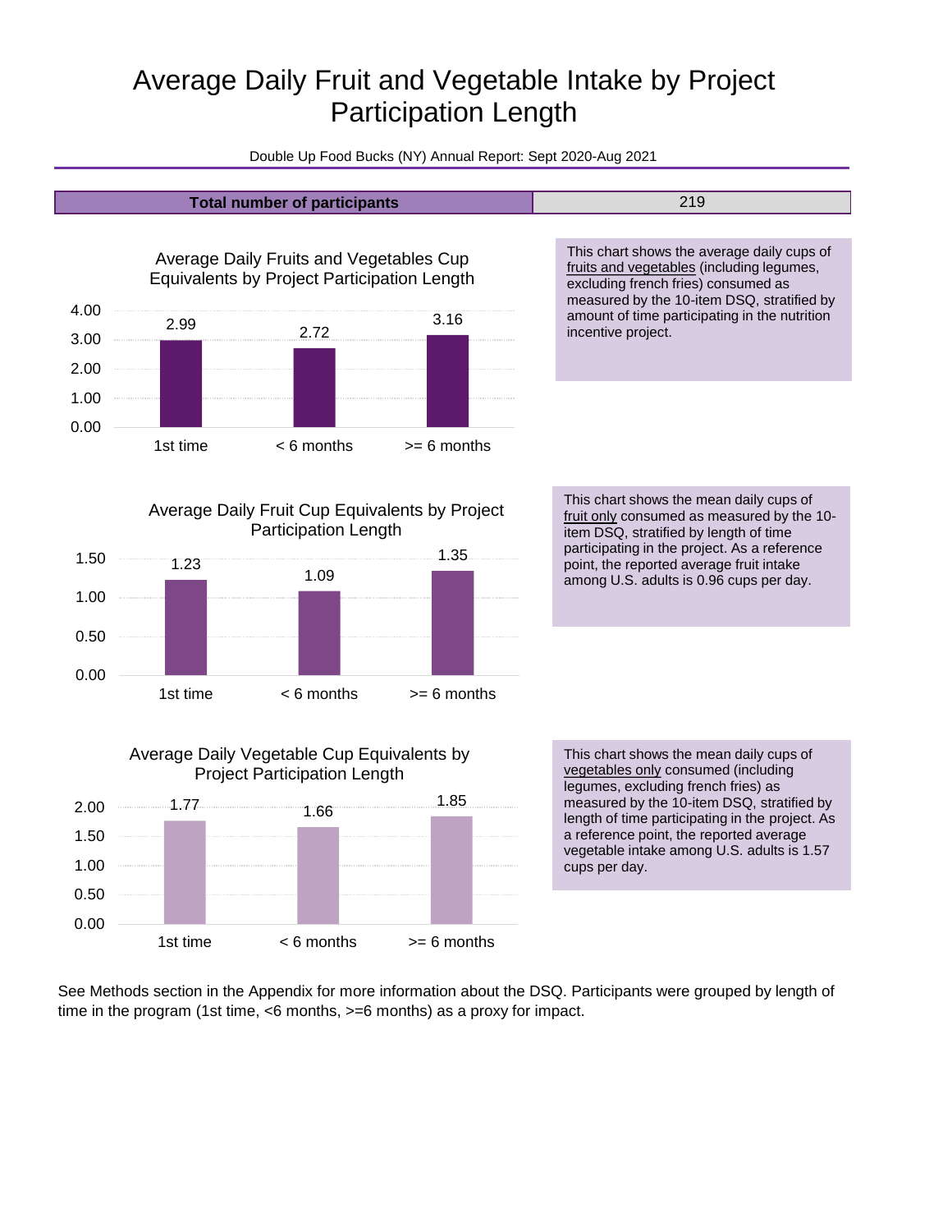# Average Daily Fruit and Vegetable Intake by Project Participation Length

Double Up Food Bucks (NY) Annual Report: Sept 2020-Aug 2021

| **Total number of participants** | 219 |
|---|---|

### Average Daily Fruits and Vegetables Cup Equivalents by Project Participation Length

| | 1st time | < 6 months | >= 6 months |
|---|---|---|---|
| Cup equivalents | 2.99 | 2.72 | 3.16 |

This chart shows the average daily cups of fruits and vegetables (including legumes, excluding french fries) consumed as measured by the 10-item DSQ, stratified by amount of time participating in the nutrition incentive project.

### Average Daily Fruit Cup Equivalents by Project Participation Length

| | 1st time | < 6 months | >= 6 months |
|---|---|---|---|
| Cup equivalents | 1.23 | 1.09 | 1.35 |

This chart shows the mean daily cups of fruit only consumed as measured by the 10-item DSQ, stratified by length of time participating in the project. As a reference point, the reported average fruit intake among U.S. adults is 0.96 cups per day.

### Average Daily Vegetable Cup Equivalents by Project Participation Length

| | 1st time | < 6 months | >= 6 months |
|---|---|---|---|
| Cup equivalents | 1.77 | 1.66 | 1.85 |

This chart shows the mean daily cups of vegetables only consumed (including legumes, excluding french fries) as measured by the 10-item DSQ, stratified by length of time participating in the project. As a reference point, the reported average vegetable intake among U.S. adults is 1.57 cups per day.

See Methods section in the Appendix for more information about the DSQ. Participants were grouped by length of time in the program (1st time, <6 months, >=6 months) as a proxy for impact.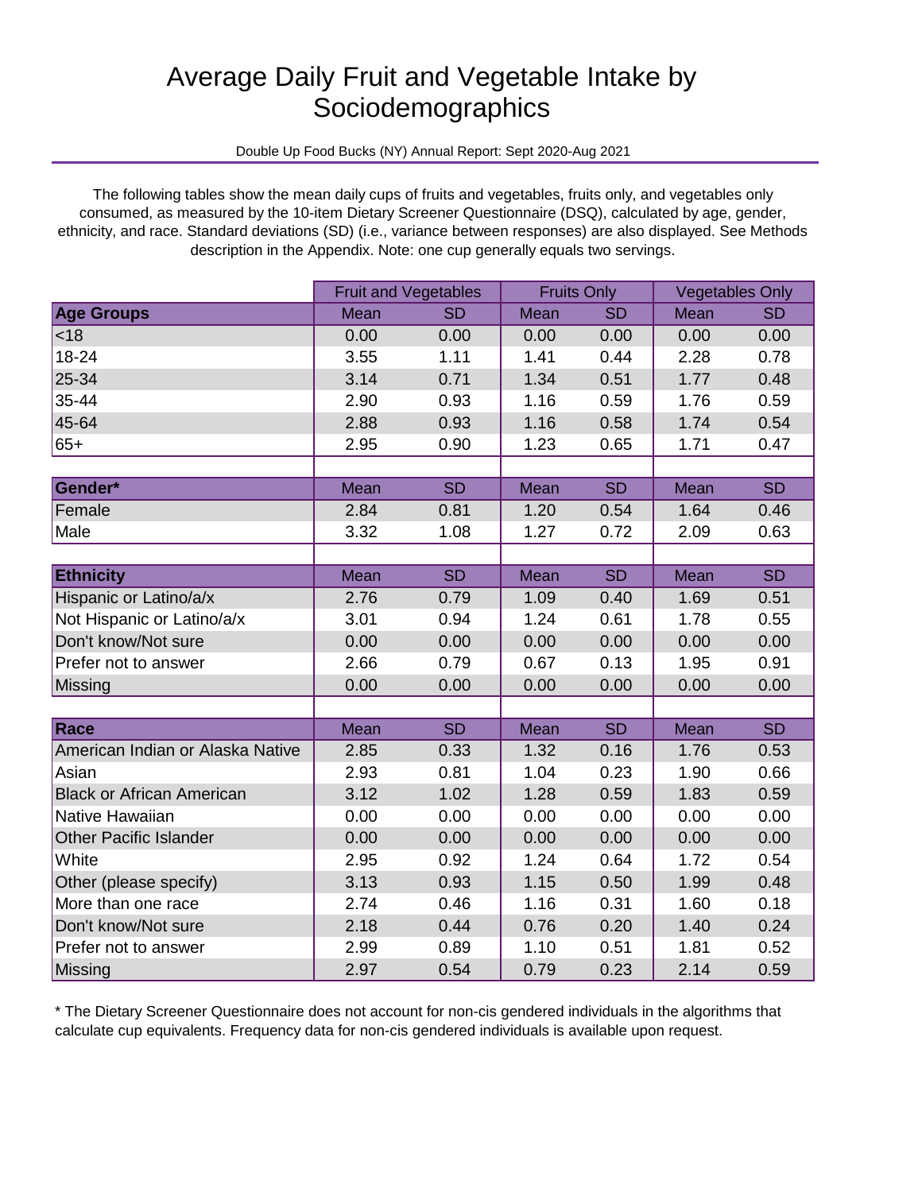# Average Daily Fruit and Vegetable Intake by Sociodemographics

Double Up Food Bucks (NY) Annual Report: Sept 2020-Aug 2021

The following tables show the mean daily cups of fruits and vegetables, fruits only, and vegetables only consumed, as measured by the 10-item Dietary Screener Questionnaire (DSQ), calculated by age, gender, ethnicity, and race. Standard deviations (SD) (i.e., variance between responses) are also displayed. See Methods description in the Appendix. Note: one cup generally equals two servings.

| | Fruit and Vegetables | | Fruits Only | | Vegetables Only | |
|---|---|---|---|---|---|---|
| **Age Groups** | Mean | SD | Mean | SD | Mean | SD |
| <18 | 0.00 | 0.00 | 0.00 | 0.00 | 0.00 | 0.00 |
| 18-24 | 3.55 | 1.11 | 1.41 | 0.44 | 2.28 | 0.78 |
| 25-34 | 3.14 | 0.71 | 1.34 | 0.51 | 1.77 | 0.48 |
| 35-44 | 2.90 | 0.93 | 1.16 | 0.59 | 1.76 | 0.59 |
| 45-64 | 2.88 | 0.93 | 1.16 | 0.58 | 1.74 | 0.54 |
| 65+ | 2.95 | 0.90 | 1.23 | 0.65 | 1.71 | 0.47 |
| | | | | | | |
| **Gender*** | Mean | SD | Mean | SD | Mean | SD |
| Female | 2.84 | 0.81 | 1.20 | 0.54 | 1.64 | 0.46 |
| Male | 3.32 | 1.08 | 1.27 | 0.72 | 2.09 | 0.63 |
| | | | | | | |
| **Ethnicity** | Mean | SD | Mean | SD | Mean | SD |
| Hispanic or Latino/a/x | 2.76 | 0.79 | 1.09 | 0.40 | 1.69 | 0.51 |
| Not Hispanic or Latino/a/x | 3.01 | 0.94 | 1.24 | 0.61 | 1.78 | 0.55 |
| Don't know/Not sure | 0.00 | 0.00 | 0.00 | 0.00 | 0.00 | 0.00 |
| Prefer not to answer | 2.66 | 0.79 | 0.67 | 0.13 | 1.95 | 0.91 |
| Missing | 0.00 | 0.00 | 0.00 | 0.00 | 0.00 | 0.00 |
| | | | | | | |
| **Race** | Mean | SD | Mean | SD | Mean | SD |
| American Indian or Alaska Native | 2.85 | 0.33 | 1.32 | 0.16 | 1.76 | 0.53 |
| Asian | 2.93 | 0.81 | 1.04 | 0.23 | 1.90 | 0.66 |
| Black or African American | 3.12 | 1.02 | 1.28 | 0.59 | 1.83 | 0.59 |
| Native Hawaiian | 0.00 | 0.00 | 0.00 | 0.00 | 0.00 | 0.00 |
| Other Pacific Islander | 0.00 | 0.00 | 0.00 | 0.00 | 0.00 | 0.00 |
| White | 2.95 | 0.92 | 1.24 | 0.64 | 1.72 | 0.54 |
| Other (please specify) | 3.13 | 0.93 | 1.15 | 0.50 | 1.99 | 0.48 |
| More than one race | 2.74 | 0.46 | 1.16 | 0.31 | 1.60 | 0.18 |
| Don't know/Not sure | 2.18 | 0.44 | 0.76 | 0.20 | 1.40 | 0.24 |
| Prefer not to answer | 2.99 | 0.89 | 1.10 | 0.51 | 1.81 | 0.52 |
| Missing | 2.97 | 0.54 | 0.79 | 0.23 | 2.14 | 0.59 |

* The Dietary Screener Questionnaire does not account for non-cis gendered individuals in the algorithms that calculate cup equivalents. Frequency data for non-cis gendered individuals is available upon request.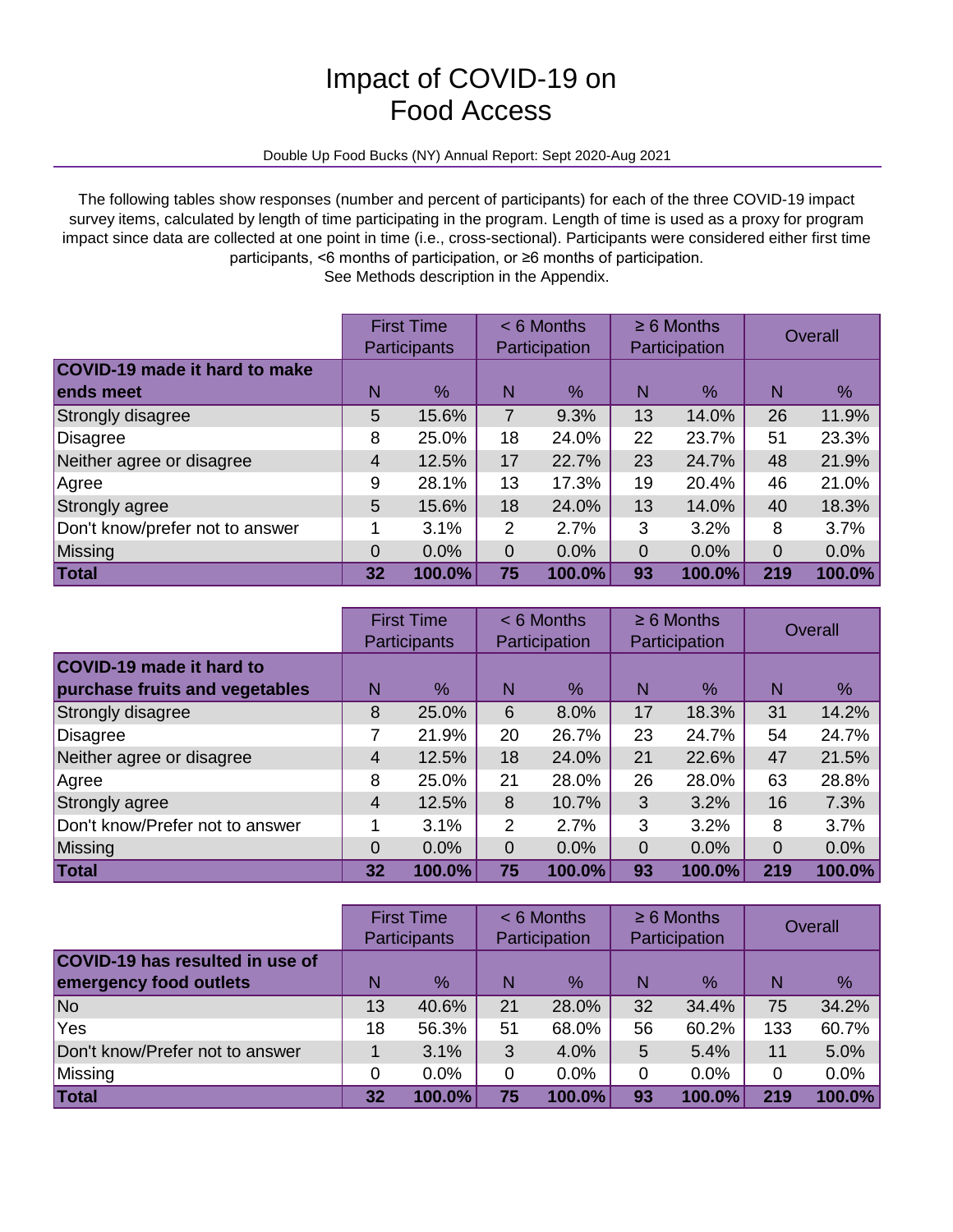# Impact of COVID-19 on Food Access

Double Up Food Bucks (NY) Annual Report: Sept 2020-Aug 2021

The following tables show responses (number and percent of participants) for each of the three COVID-19 impact survey items, calculated by length of time participating in the program. Length of time is used as a proxy for program impact since data are collected at one point in time (i.e., cross-sectional). Participants were considered either first time participants, <6 months of participation, or ≥6 months of participation. See Methods description in the Appendix.

| | First Time Participants | | < 6 Months Participation | | ≥ 6 Months Participation | | Overall | |
|---|---|---|---|---|---|---|---|---|
| **COVID-19 made it hard to make ends meet** | N | % | N | % | N | % | N | % |
| Strongly disagree | 5 | 15.6% | 7 | 9.3% | 13 | 14.0% | 26 | 11.9% |
| Disagree | 8 | 25.0% | 18 | 24.0% | 22 | 23.7% | 51 | 23.3% |
| Neither agree or disagree | 4 | 12.5% | 17 | 22.7% | 23 | 24.7% | 48 | 21.9% |
| Agree | 9 | 28.1% | 13 | 17.3% | 19 | 20.4% | 46 | 21.0% |
| Strongly agree | 5 | 15.6% | 18 | 24.0% | 13 | 14.0% | 40 | 18.3% |
| Don't know/prefer not to answer | 1 | 3.1% | 2 | 2.7% | 3 | 3.2% | 8 | 3.7% |
| Missing | 0 | 0.0% | 0 | 0.0% | 0 | 0.0% | 0 | 0.0% |
| **Total** | **32** | **100.0%** | **75** | **100.0%** | **93** | **100.0%** | **219** | **100.0%** |

| | First Time Participants | | < 6 Months Participation | | ≥ 6 Months Participation | | Overall | |
|---|---|---|---|---|---|---|---|---|
| **COVID-19 made it hard to purchase fruits and vegetables** | N | % | N | % | N | % | N | % |
| Strongly disagree | 8 | 25.0% | 6 | 8.0% | 17 | 18.3% | 31 | 14.2% |
| Disagree | 7 | 21.9% | 20 | 26.7% | 23 | 24.7% | 54 | 24.7% |
| Neither agree or disagree | 4 | 12.5% | 18 | 24.0% | 21 | 22.6% | 47 | 21.5% |
| Agree | 8 | 25.0% | 21 | 28.0% | 26 | 28.0% | 63 | 28.8% |
| Strongly agree | 4 | 12.5% | 8 | 10.7% | 3 | 3.2% | 16 | 7.3% |
| Don't know/Prefer not to answer | 1 | 3.1% | 2 | 2.7% | 3 | 3.2% | 8 | 3.7% |
| Missing | 0 | 0.0% | 0 | 0.0% | 0 | 0.0% | 0 | 0.0% |
| **Total** | **32** | **100.0%** | **75** | **100.0%** | **93** | **100.0%** | **219** | **100.0%** |

| | First Time Participants | | < 6 Months Participation | | ≥ 6 Months Participation | | Overall | |
|---|---|---|---|---|---|---|---|---|
| **COVID-19 has resulted in use of emergency food outlets** | N | % | N | % | N | % | N | % |
| No | 13 | 40.6% | 21 | 28.0% | 32 | 34.4% | 75 | 34.2% |
| Yes | 18 | 56.3% | 51 | 68.0% | 56 | 60.2% | 133 | 60.7% |
| Don't know/Prefer not to answer | 1 | 3.1% | 3 | 4.0% | 5 | 5.4% | 11 | 5.0% |
| Missing | 0 | 0.0% | 0 | 0.0% | 0 | 0.0% | 0 | 0.0% |
| **Total** | **32** | **100.0%** | **75** | **100.0%** | **93** | **100.0%** | **219** | **100.0%** |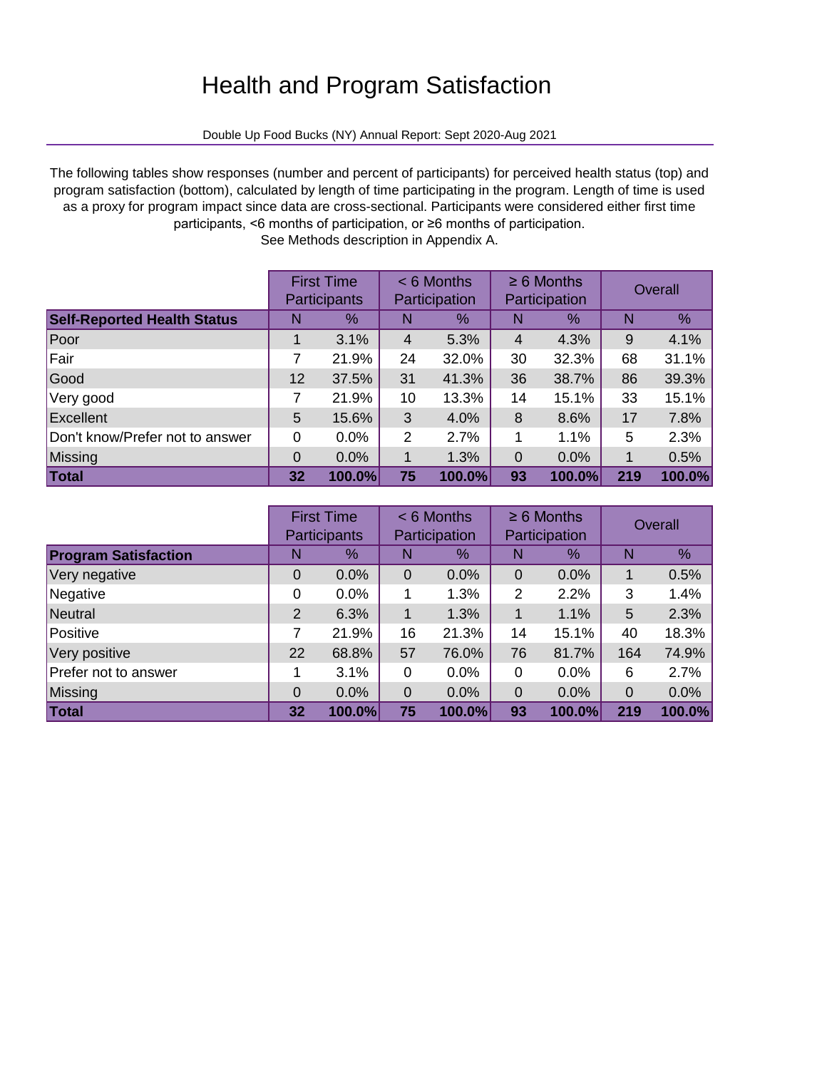# Health and Program Satisfaction

Double Up Food Bucks (NY) Annual Report: Sept 2020-Aug 2021

The following tables show responses (number and percent of participants) for perceived health status (top) and program satisfaction (bottom), calculated by length of time participating in the program. Length of time is used as a proxy for program impact since data are cross-sectional. Participants were considered either first time participants, <6 months of participation, or ≥6 months of participation.
See Methods description in Appendix A.

| | First Time Participants | | < 6 Months Participation | | ≥ 6 Months Participation | | Overall | |
|---|---|---|---|---|---|---|---|---|
| **Self-Reported Health Status** | N | % | N | % | N | % | N | % |
| Poor | 1 | 3.1% | 4 | 5.3% | 4 | 4.3% | 9 | 4.1% |
| Fair | 7 | 21.9% | 24 | 32.0% | 30 | 32.3% | 68 | 31.1% |
| Good | 12 | 37.5% | 31 | 41.3% | 36 | 38.7% | 86 | 39.3% |
| Very good | 7 | 21.9% | 10 | 13.3% | 14 | 15.1% | 33 | 15.1% |
| Excellent | 5 | 15.6% | 3 | 4.0% | 8 | 8.6% | 17 | 7.8% |
| Don't know/Prefer not to answer | 0 | 0.0% | 2 | 2.7% | 1 | 1.1% | 5 | 2.3% |
| Missing | 0 | 0.0% | 1 | 1.3% | 0 | 0.0% | 1 | 0.5% |
| **Total** | **32** | **100.0%** | **75** | **100.0%** | **93** | **100.0%** | **219** | **100.0%** |

| | First Time Participants | | < 6 Months Participation | | ≥ 6 Months Participation | | Overall | |
|---|---|---|---|---|---|---|---|---|
| **Program Satisfaction** | N | % | N | % | N | % | N | % |
| Very negative | 0 | 0.0% | 0 | 0.0% | 0 | 0.0% | 1 | 0.5% |
| Negative | 0 | 0.0% | 1 | 1.3% | 2 | 2.2% | 3 | 1.4% |
| Neutral | 2 | 6.3% | 1 | 1.3% | 1 | 1.1% | 5 | 2.3% |
| Positive | 7 | 21.9% | 16 | 21.3% | 14 | 15.1% | 40 | 18.3% |
| Very positive | 22 | 68.8% | 57 | 76.0% | 76 | 81.7% | 164 | 74.9% |
| Prefer not to answer | 1 | 3.1% | 0 | 0.0% | 0 | 0.0% | 6 | 2.7% |
| Missing | 0 | 0.0% | 0 | 0.0% | 0 | 0.0% | 0 | 0.0% |
| **Total** | **32** | **100.0%** | **75** | **100.0%** | **93** | **100.0%** | **219** | **100.0%** |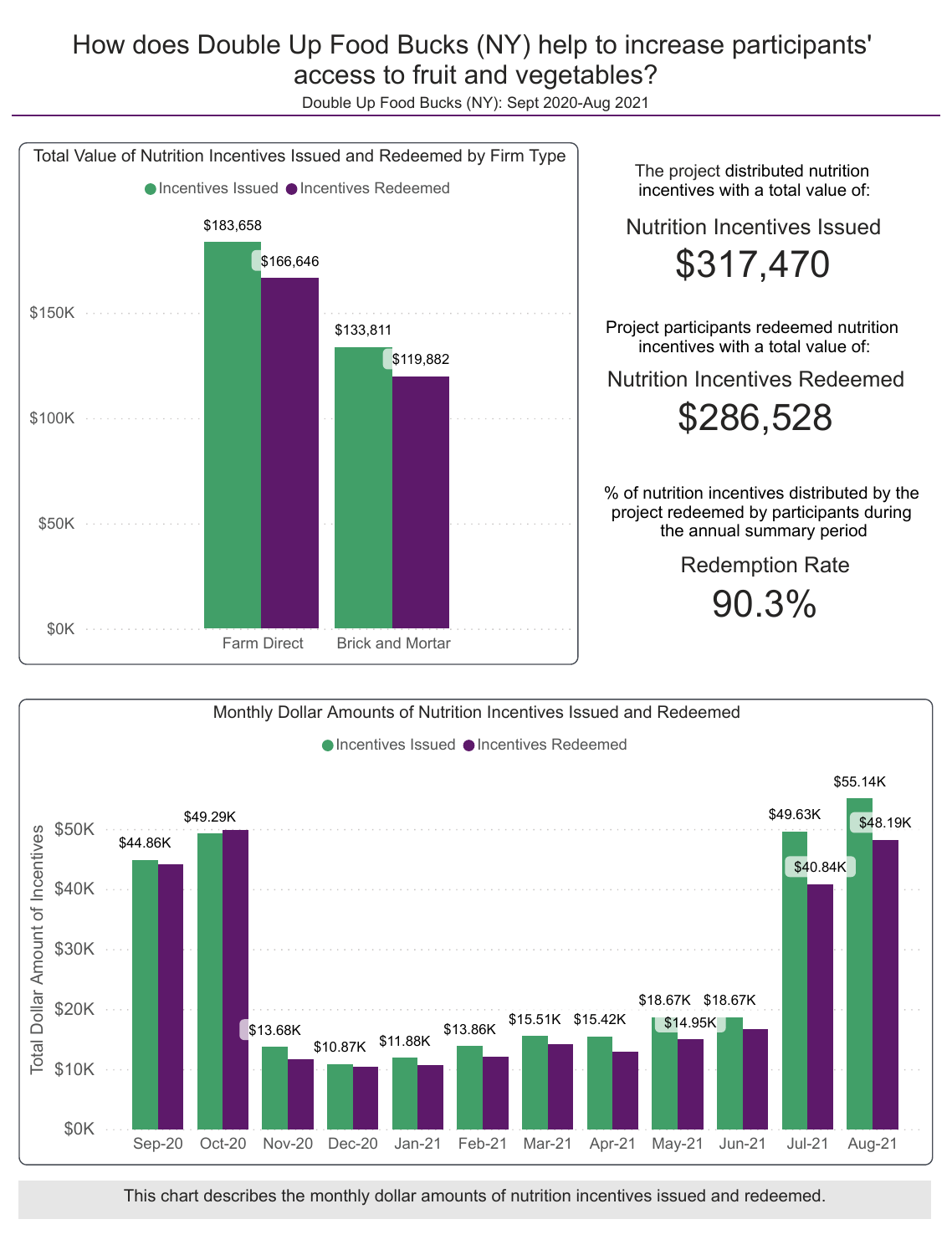# How does Double Up Food Bucks (NY) help to increase participants' access to fruit and vegetables?

Double Up Food Bucks (NY): Sept 2020-Aug 2021

## Total Value of Nutrition Incentives Issued and Redeemed by Firm Type

| Firm Type | Incentives Issued | Incentives Redeemed |
|---|---|---|
| Farm Direct | $183,658 | $166,646 |
| Brick and Mortar | $133,811 | $119,882 |

The project distributed nutrition incentives with a total value of:

**Nutrition Incentives Issued**

**$317,470**

Project participants redeemed nutrition incentives with a total value of:

**Nutrition Incentives Redeemed**

**$286,528**

% of nutrition incentives distributed by the project redeemed by participants during the annual summary period

**Redemption Rate**

**90.3%**

## Monthly Dollar Amounts of Nutrition Incentives Issued and Redeemed

| Month | Incentives Issued | Incentives Redeemed |
|---|---|---|
| Sep-20 | $44.86K | |
| Oct-20 | $49.29K | |
| Nov-20 | | $13.68K |
| Dec-20 | $10.87K | |
| Jan-21 | $11.88K | |
| Feb-21 | $13.86K | |
| Mar-21 | $15.51K | |
| Apr-21 | $15.42K | |
| May-21 | $18.67K | $14.95K |
| Jun-21 | $18.67K | |
| Jul-21 | $49.63K | $40.84K |
| Aug-21 | $55.14K | $48.19K |

This chart describes the monthly dollar amounts of nutrition incentives issued and redeemed.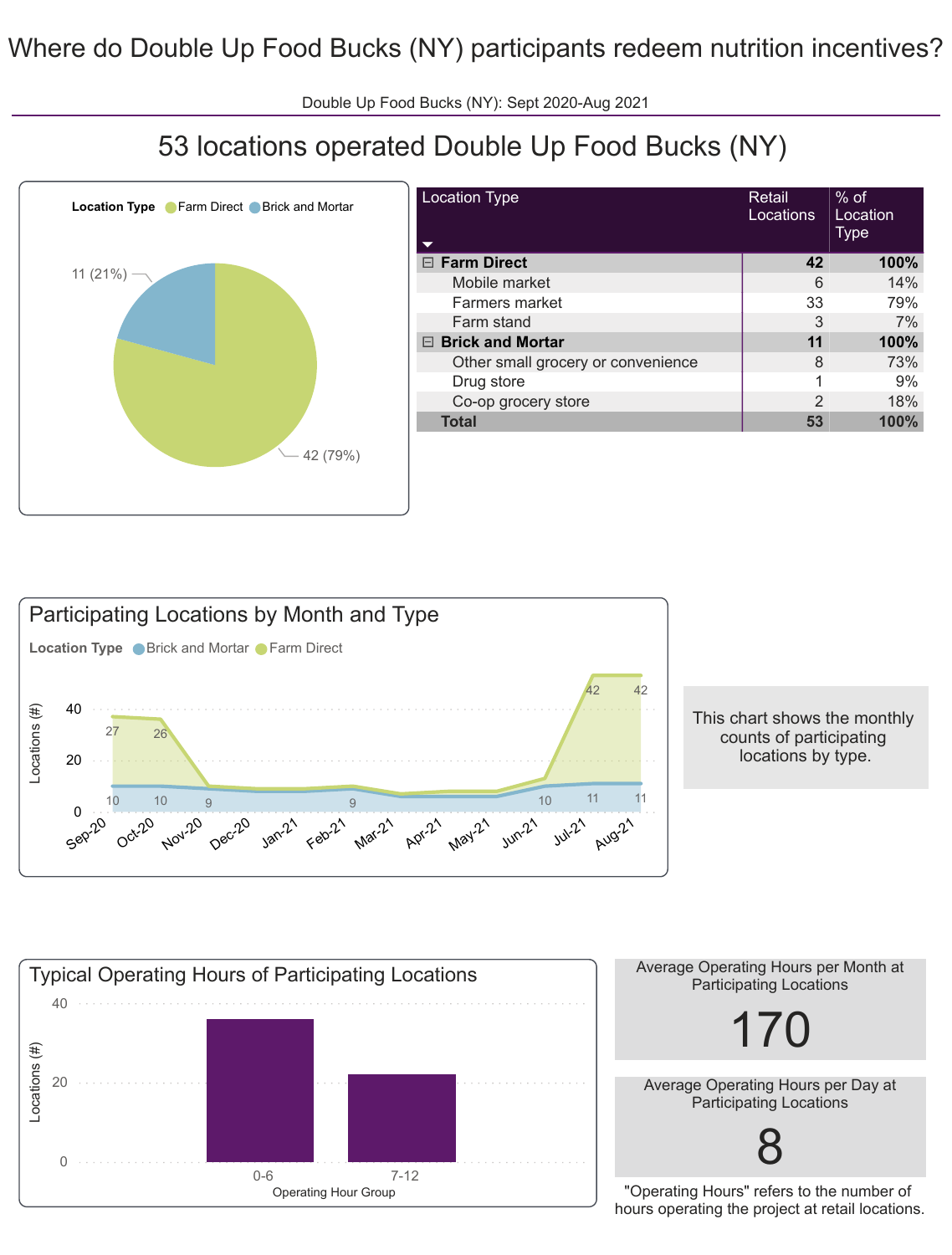# Where do Double Up Food Bucks (NY) participants redeem nutrition incentives?

Double Up Food Bucks (NY): Sept 2020-Aug 2021

## 53 locations operated Double Up Food Bucks (NY)

Location Type: Farm Direct, Brick and Mortar

11 (21%)

42 (79%)

| Location Type | Retail Locations | % of Location Type |
|---|---|---|
| **Farm Direct** | **42** | **100%** |
| Mobile market | 6 | 14% |
| Farmers market | 33 | 79% |
| Farm stand | 3 | 7% |
| **Brick and Mortar** | **11** | **100%** |
| Other small grocery or convenience | 8 | 73% |
| Drug store | 1 | 9% |
| Co-op grocery store | 2 | 18% |
| **Total** | **53** | **100%** |

### Participating Locations by Month and Type

Location Type: Brick and Mortar, Farm Direct

This chart shows the monthly counts of participating locations by type.

### Typical Operating Hours of Participating Locations

Average Operating Hours per Month at Participating Locations

170

Average Operating Hours per Day at Participating Locations

8

"Operating Hours" refers to the number of hours operating the project at retail locations.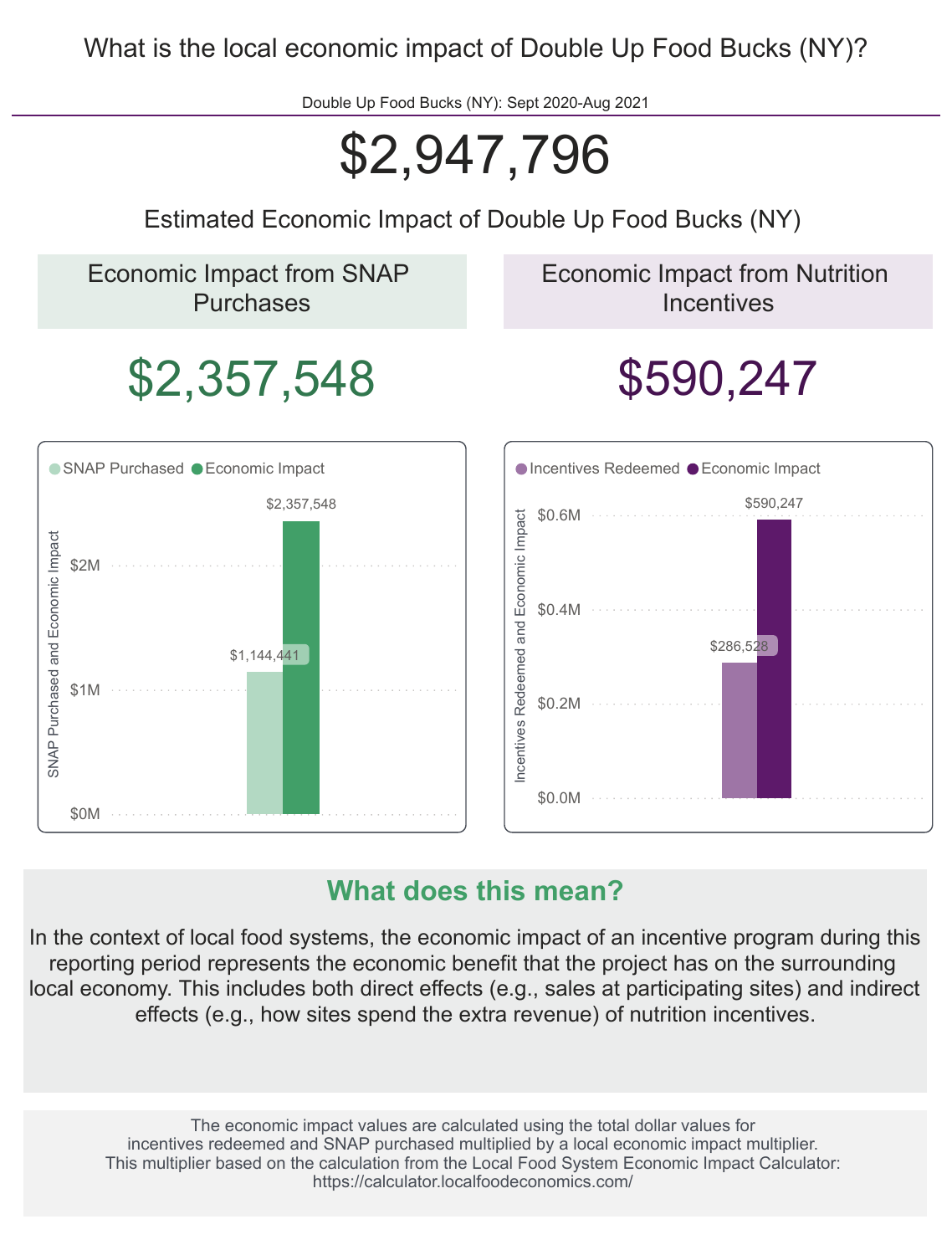# What is the local economic impact of Double Up Food Bucks (NY)?

Double Up Food Bucks (NY): Sept 2020-Aug 2021

# $2,947,796

Estimated Economic Impact of Double Up Food Bucks (NY)

## Economic Impact from SNAP Purchases

$2,357,548

SNAP Purchased | Economic Impact

SNAP Purchased and Economic Impact

| | SNAP Purchased | Economic Impact |
|---|---|---|
| Value | $1,144,441 | $2,357,548 |

## Economic Impact from Nutrition Incentives

$590,247

Incentives Redeemed | Economic Impact

Incentives Redeemed and Economic Impact

| | Incentives Redeemed | Economic Impact |
|---|---|---|
| Value | $286,528 | $590,247 |

## What does this mean?

In the context of local food systems, the economic impact of an incentive program during this reporting period represents the economic benefit that the project has on the surrounding local economy. This includes both direct effects (e.g., sales at participating sites) and indirect effects (e.g., how sites spend the extra revenue) of nutrition incentives.

The economic impact values are calculated using the total dollar values for incentives redeemed and SNAP purchased multiplied by a local economic impact multiplier. This multiplier based on the calculation from the Local Food System Economic Impact Calculator: https://calculator.localfoodeconomics.com/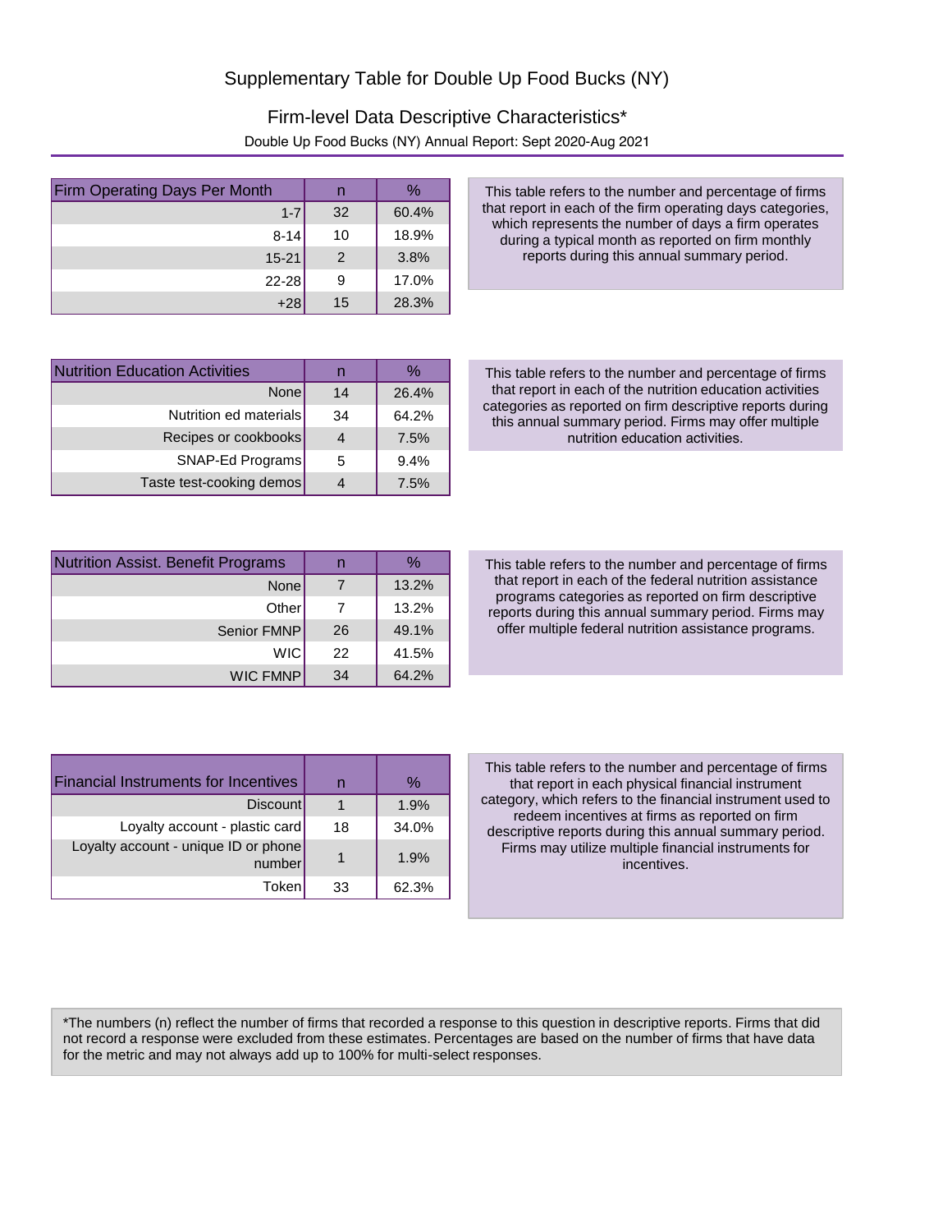# Supplementary Table for Double Up Food Bucks (NY)

## Firm-level Data Descriptive Characteristics*

Double Up Food Bucks (NY) Annual Report: Sept 2020-Aug 2021

| Firm Operating Days Per Month | n | % |
|---:|:---:|:---:|
| 1-7 | 32 | 60.4% |
| 8-14 | 10 | 18.9% |
| 15-21 | 2 | 3.8% |
| 22-28 | 9 | 17.0% |
| +28 | 15 | 28.3% |

This table refers to the number and percentage of firms that report in each of the firm operating days categories, which represents the number of days a firm operates during a typical month as reported on firm monthly reports during this annual summary period.

| Nutrition Education Activities | n | % |
|---:|:---:|:---:|
| None | 14 | 26.4% |
| Nutrition ed materials | 34 | 64.2% |
| Recipes or cookbooks | 4 | 7.5% |
| SNAP-Ed Programs | 5 | 9.4% |
| Taste test-cooking demos | 4 | 7.5% |

This table refers to the number and percentage of firms that report in each of the nutrition education activities categories as reported on firm descriptive reports during this annual summary period. Firms may offer multiple nutrition education activities.

| Nutrition Assist. Benefit Programs | n | % |
|---:|:---:|:---:|
| None | 7 | 13.2% |
| Other | 7 | 13.2% |
| Senior FMNP | 26 | 49.1% |
| WIC | 22 | 41.5% |
| WIC FMNP | 34 | 64.2% |

This table refers to the number and percentage of firms that report in each of the federal nutrition assistance programs categories as reported on firm descriptive reports during this annual summary period. Firms may offer multiple federal nutrition assistance programs.

| Financial Instruments for Incentives | n | % |
|---:|:---:|:---:|
| Discount | 1 | 1.9% |
| Loyalty account - plastic card | 18 | 34.0% |
| Loyalty account - unique ID or phone number | 1 | 1.9% |
| Token | 33 | 62.3% |

This table refers to the number and percentage of firms that report in each physical financial instrument category, which refers to the financial instrument used to redeem incentives at firms as reported on firm descriptive reports during this annual summary period. Firms may utilize multiple financial instruments for incentives.

*The numbers (n) reflect the number of firms that recorded a response to this question in descriptive reports. Firms that did not record a response were excluded from these estimates. Percentages are based on the number of firms that have data for the metric and may not always add up to 100% for multi-select responses.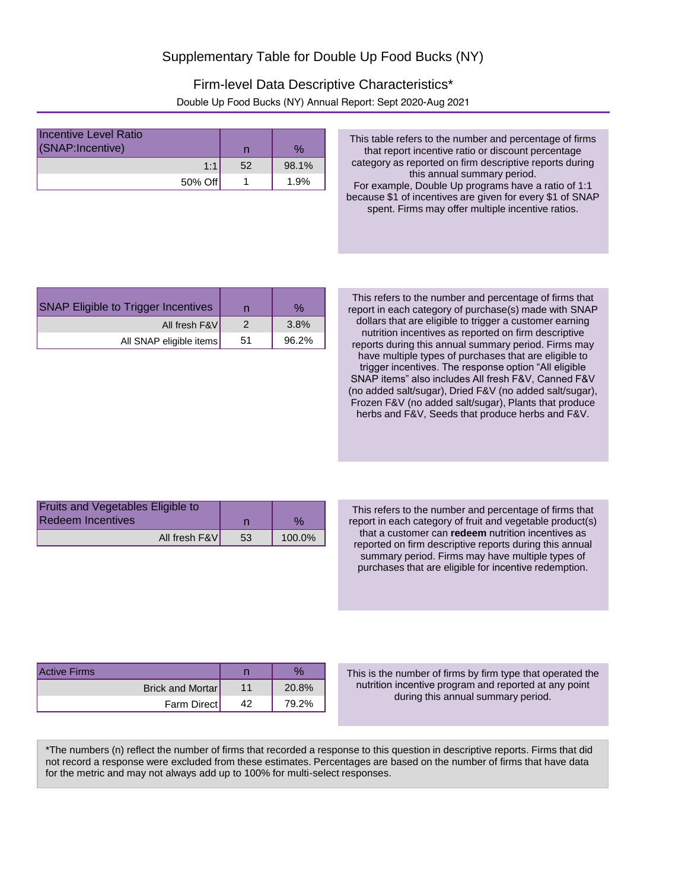# Supplementary Table for Double Up Food Bucks (NY)

## Firm-level Data Descriptive Characteristics*

Double Up Food Bucks (NY) Annual Report: Sept 2020-Aug 2021

| Incentive Level Ratio (SNAP:Incentive) | n | % |
|---|---|---|
| 1:1 | 52 | 98.1% |
| 50% Off | 1 | 1.9% |

This table refers to the number and percentage of firms that report incentive ratio or discount percentage category as reported on firm descriptive reports during this annual summary period.
For example, Double Up programs have a ratio of 1:1 because $1 of incentives are given for every $1 of SNAP spent. Firms may offer multiple incentive ratios.

| SNAP Eligible to Trigger Incentives | n | % |
|---|---|---|
| All fresh F&V | 2 | 3.8% |
| All SNAP eligible items | 51 | 96.2% |

This refers to the number and percentage of firms that report in each category of purchase(s) made with SNAP dollars that are eligible to trigger a customer earning nutrition incentives as reported on firm descriptive reports during this annual summary period. Firms may have multiple types of purchases that are eligible to trigger incentives. The response option “All eligible SNAP items” also includes All fresh F&V, Canned F&V (no added salt/sugar), Dried F&V (no added salt/sugar), Frozen F&V (no added salt/sugar), Plants that produce herbs and F&V, Seeds that produce herbs and F&V.

| Fruits and Vegetables Eligible to Redeem Incentives | n | % |
|---|---|---|
| All fresh F&V | 53 | 100.0% |

This refers to the number and percentage of firms that report in each category of fruit and vegetable product(s) that a customer can **redeem** nutrition incentives as reported on firm descriptive reports during this annual summary period. Firms may have multiple types of purchases that are eligible for incentive redemption.

| Active Firms | n | % |
|---|---|---|
| Brick and Mortar | 11 | 20.8% |
| Farm Direct | 42 | 79.2% |

This is the number of firms by firm type that operated the nutrition incentive program and reported at any point during this annual summary period.

*The numbers (n) reflect the number of firms that recorded a response to this question in descriptive reports. Firms that did not record a response were excluded from these estimates. Percentages are based on the number of firms that have data for the metric and may not always add up to 100% for multi-select responses.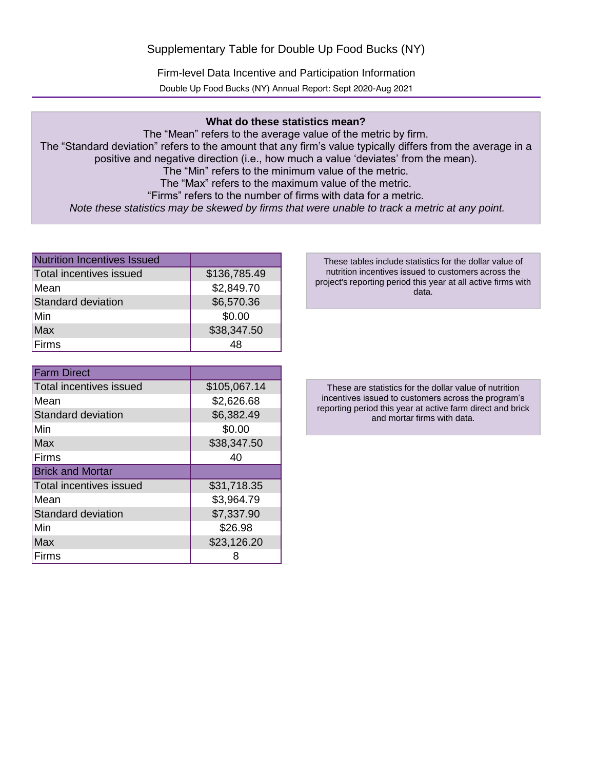# Supplementary Table for Double Up Food Bucks (NY)

## Firm-level Data Incentive and Participation Information

Double Up Food Bucks (NY) Annual Report: Sept 2020-Aug 2021

**What do these statistics mean?**

The "Mean" refers to the average value of the metric by firm.
The "Standard deviation" refers to the amount that any firm's value typically differs from the average in a positive and negative direction (i.e., how much a value 'deviates' from the mean).
The "Min" refers to the minimum value of the metric.
The "Max" refers to the maximum value of the metric.
"Firms" refers to the number of firms with data for a metric.
*Note these statistics may be skewed by firms that were unable to track a metric at any point.*

| Nutrition Incentives Issued | |
|---|---|
| Total incentives issued | $136,785.49 |
| Mean | $2,849.70 |
| Standard deviation | $6,570.36 |
| Min | $0.00 |
| Max | $38,347.50 |
| Firms | 48 |

These tables include statistics for the dollar value of nutrition incentives issued to customers across the project's reporting period this year at all active firms with data.

| Farm Direct | |
|---|---|
| Total incentives issued | $105,067.14 |
| Mean | $2,626.68 |
| Standard deviation | $6,382.49 |
| Min | $0.00 |
| Max | $38,347.50 |
| Firms | 40 |
| **Brick and Mortar** | |
| Total incentives issued | $31,718.35 |
| Mean | $3,964.79 |
| Standard deviation | $7,337.90 |
| Min | $26.98 |
| Max | $23,126.20 |
| Firms | 8 |

These are statistics for the dollar value of nutrition incentives issued to customers across the program's reporting period this year at active farm direct and brick and mortar firms with data.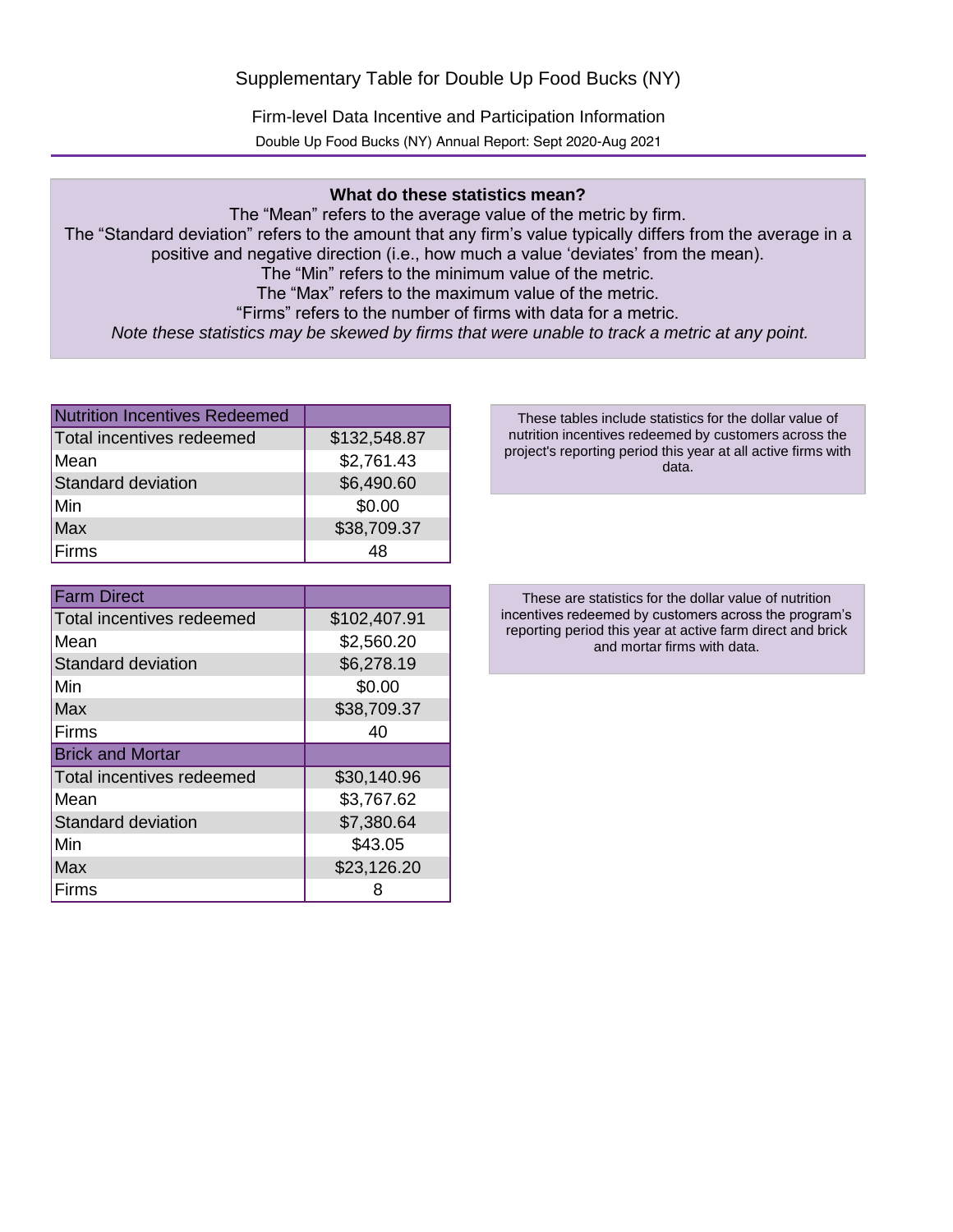# Supplementary Table for Double Up Food Bucks (NY)

## Firm-level Data Incentive and Participation Information

Double Up Food Bucks (NY) Annual Report: Sept 2020-Aug 2021

**What do these statistics mean?**

The "Mean" refers to the average value of the metric by firm.
The "Standard deviation" refers to the amount that any firm's value typically differs from the average in a positive and negative direction (i.e., how much a value 'deviates' from the mean).
The "Min" refers to the minimum value of the metric.
The "Max" refers to the maximum value of the metric.
"Firms" refers to the number of firms with data for a metric.
*Note these statistics may be skewed by firms that were unable to track a metric at any point.*

| Nutrition Incentives Redeemed | |
|---|---|
| Total incentives redeemed | $132,548.87 |
| Mean | $2,761.43 |
| Standard deviation | $6,490.60 |
| Min | $0.00 |
| Max | $38,709.37 |
| Firms | 48 |

These tables include statistics for the dollar value of nutrition incentives redeemed by customers across the project's reporting period this year at all active firms with data.

| Farm Direct | |
|---|---|
| Total incentives redeemed | $102,407.91 |
| Mean | $2,560.20 |
| Standard deviation | $6,278.19 |
| Min | $0.00 |
| Max | $38,709.37 |
| Firms | 40 |
| **Brick and Mortar** | |
| Total incentives redeemed | $30,140.96 |
| Mean | $3,767.62 |
| Standard deviation | $7,380.64 |
| Min | $43.05 |
| Max | $23,126.20 |
| Firms | 8 |

These are statistics for the dollar value of nutrition incentives redeemed by customers across the program's reporting period this year at active farm direct and brick and mortar firms with data.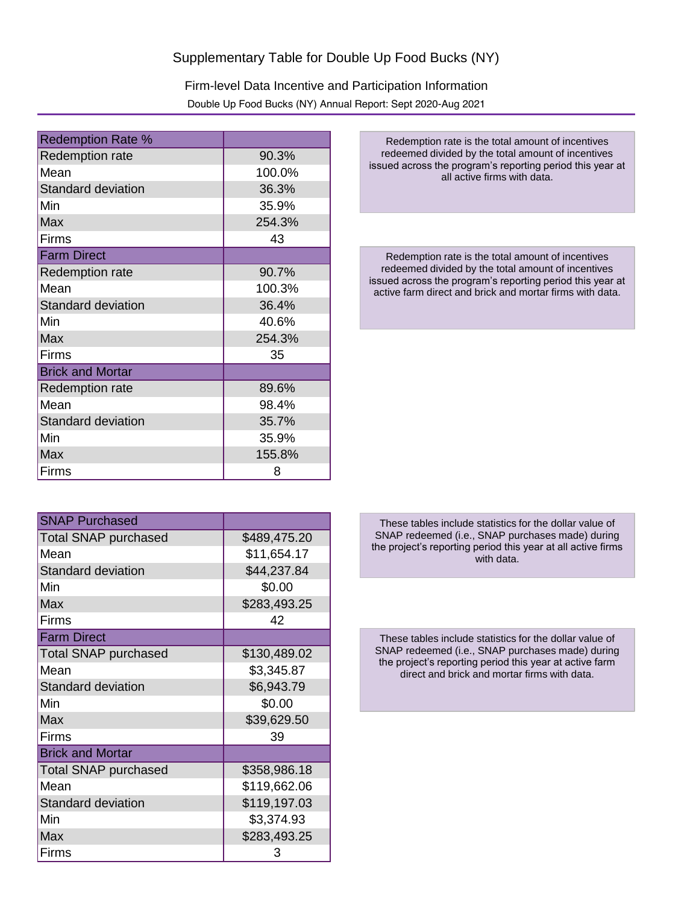# Supplementary Table for Double Up Food Bucks (NY)

## Firm-level Data Incentive and Participation Information

Double Up Food Bucks (NY) Annual Report: Sept 2020-Aug 2021

| Redemption Rate % | |
|---|---|
| Redemption rate | 90.3% |
| Mean | 100.0% |
| Standard deviation | 36.3% |
| Min | 35.9% |
| Max | 254.3% |
| Firms | 43 |
| **Farm Direct** | |
| Redemption rate | 90.7% |
| Mean | 100.3% |
| Standard deviation | 36.4% |
| Min | 40.6% |
| Max | 254.3% |
| Firms | 35 |
| **Brick and Mortar** | |
| Redemption rate | 89.6% |
| Mean | 98.4% |
| Standard deviation | 35.7% |
| Min | 35.9% |
| Max | 155.8% |
| Firms | 8 |

Redemption rate is the total amount of incentives redeemed divided by the total amount of incentives issued across the program's reporting period this year at all active firms with data.

Redemption rate is the total amount of incentives redeemed divided by the total amount of incentives issued across the program's reporting period this year at active farm direct and brick and mortar firms with data.

| SNAP Purchased | |
|---|---|
| Total SNAP purchased | $489,475.20 |
| Mean | $11,654.17 |
| Standard deviation | $44,237.84 |
| Min | $0.00 |
| Max | $283,493.25 |
| Firms | 42 |
| **Farm Direct** | |
| Total SNAP purchased | $130,489.02 |
| Mean | $3,345.87 |
| Standard deviation | $6,943.79 |
| Min | $0.00 |
| Max | $39,629.50 |
| Firms | 39 |
| **Brick and Mortar** | |
| Total SNAP purchased | $358,986.18 |
| Mean | $119,662.06 |
| Standard deviation | $119,197.03 |
| Min | $3,374.93 |
| Max | $283,493.25 |
| Firms | 3 |

These tables include statistics for the dollar value of SNAP redeemed (i.e., SNAP purchases made) during the project's reporting period this year at all active firms with data.

These tables include statistics for the dollar value of SNAP redeemed (i.e., SNAP purchases made) during the project's reporting period this year at active farm direct and brick and mortar firms with data.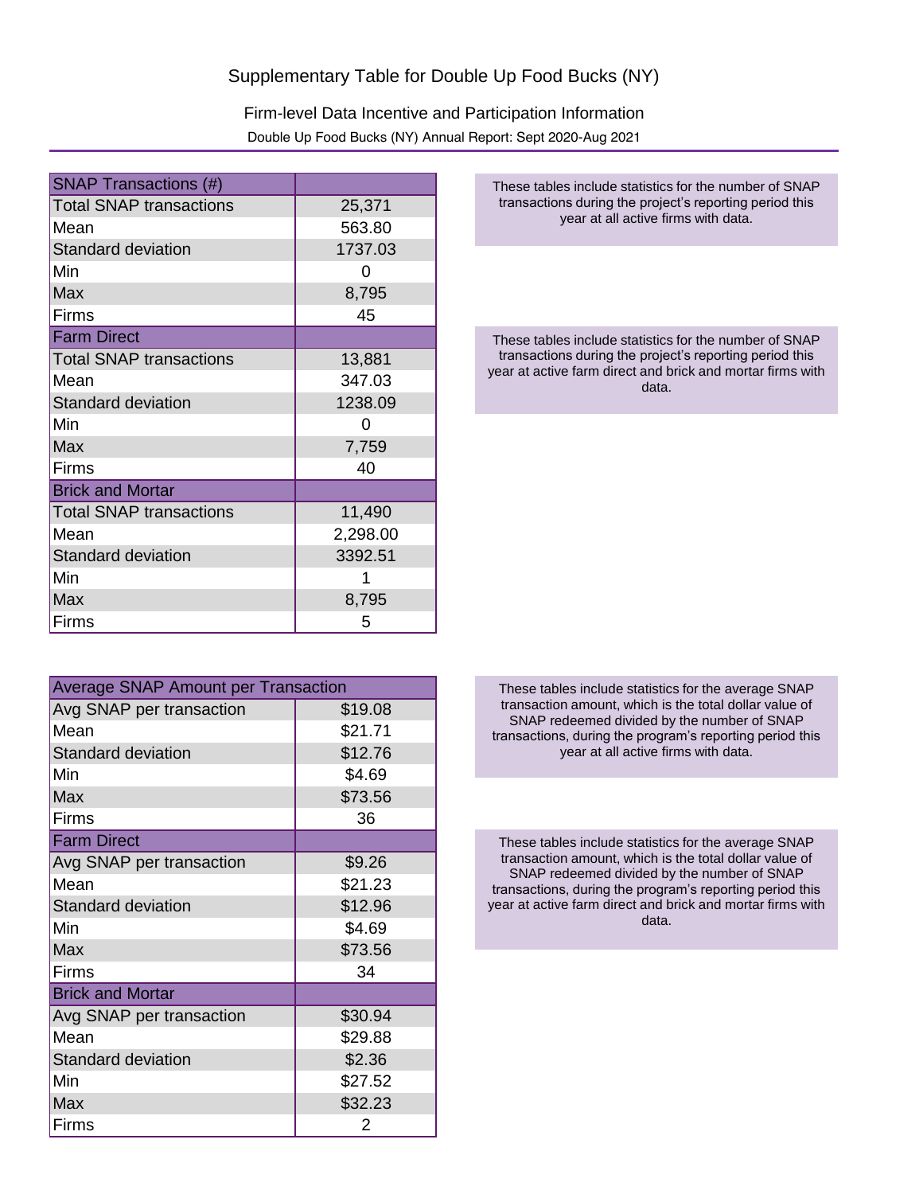# Supplementary Table for Double Up Food Bucks (NY)

## Firm-level Data Incentive and Participation Information

Double Up Food Bucks (NY) Annual Report: Sept 2020-Aug 2021

| SNAP Transactions (#) | |
|---|---|
| Total SNAP transactions | 25,371 |
| Mean | 563.80 |
| Standard deviation | 1737.03 |
| Min | 0 |
| Max | 8,795 |
| Firms | 45 |
| **Farm Direct** | |
| Total SNAP transactions | 13,881 |
| Mean | 347.03 |
| Standard deviation | 1238.09 |
| Min | 0 |
| Max | 7,759 |
| Firms | 40 |
| **Brick and Mortar** | |
| Total SNAP transactions | 11,490 |
| Mean | 2,298.00 |
| Standard deviation | 3392.51 |
| Min | 1 |
| Max | 8,795 |
| Firms | 5 |

These tables include statistics for the number of SNAP transactions during the project's reporting period this year at all active firms with data.

These tables include statistics for the number of SNAP transactions during the project's reporting period this year at active farm direct and brick and mortar firms with data.

| Average SNAP Amount per Transaction | |
|---|---|
| Avg SNAP per transaction | $19.08 |
| Mean | $21.71 |
| Standard deviation | $12.76 |
| Min | $4.69 |
| Max | $73.56 |
| Firms | 36 |
| **Farm Direct** | |
| Avg SNAP per transaction | $9.26 |
| Mean | $21.23 |
| Standard deviation | $12.96 |
| Min | $4.69 |
| Max | $73.56 |
| Firms | 34 |
| **Brick and Mortar** | |
| Avg SNAP per transaction | $30.94 |
| Mean | $29.88 |
| Standard deviation | $2.36 |
| Min | $27.52 |
| Max | $32.23 |
| Firms | 2 |

These tables include statistics for the average SNAP transaction amount, which is the total dollar value of SNAP redeemed divided by the number of SNAP transactions, during the program's reporting period this year at all active firms with data.

These tables include statistics for the average SNAP transaction amount, which is the total dollar value of SNAP redeemed divided by the number of SNAP transactions, during the program's reporting period this year at active farm direct and brick and mortar firms with data.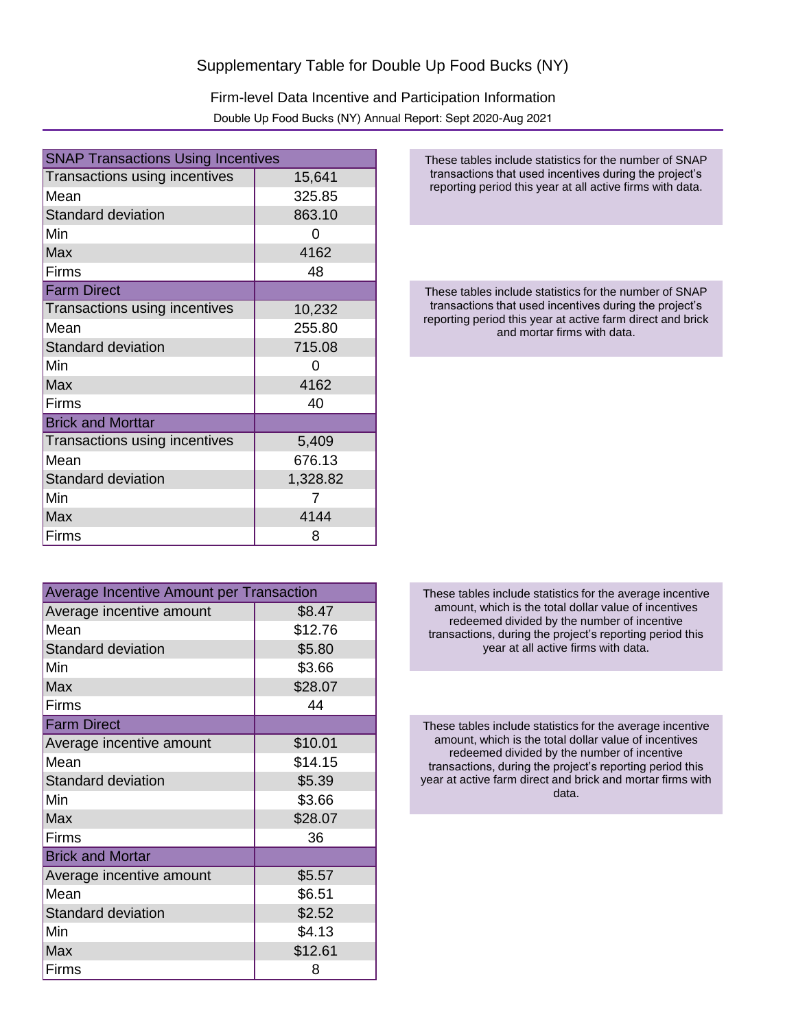# Supplementary Table for Double Up Food Bucks (NY)

## Firm-level Data Incentive and Participation Information

Double Up Food Bucks (NY) Annual Report: Sept 2020-Aug 2021

| SNAP Transactions Using Incentives | |
|---|---|
| Transactions using incentives | 15,641 |
| Mean | 325.85 |
| Standard deviation | 863.10 |
| Min | 0 |
| Max | 4162 |
| Firms | 48 |
| **Farm Direct** | |
| Transactions using incentives | 10,232 |
| Mean | 255.80 |
| Standard deviation | 715.08 |
| Min | 0 |
| Max | 4162 |
| Firms | 40 |
| **Brick and Morttar** | |
| Transactions using incentives | 5,409 |
| Mean | 676.13 |
| Standard deviation | 1,328.82 |
| Min | 7 |
| Max | 4144 |
| Firms | 8 |

These tables include statistics for the number of SNAP transactions that used incentives during the project's reporting period this year at all active firms with data.

These tables include statistics for the number of SNAP transactions that used incentives during the project's reporting period this year at active farm direct and brick and mortar firms with data.

| Average Incentive Amount per Transaction | |
|---|---|
| Average incentive amount | $8.47 |
| Mean | $12.76 |
| Standard deviation | $5.80 |
| Min | $3.66 |
| Max | $28.07 |
| Firms | 44 |
| **Farm Direct** | |
| Average incentive amount | $10.01 |
| Mean | $14.15 |
| Standard deviation | $5.39 |
| Min | $3.66 |
| Max | $28.07 |
| Firms | 36 |
| **Brick and Mortar** | |
| Average incentive amount | $5.57 |
| Mean | $6.51 |
| Standard deviation | $2.52 |
| Min | $4.13 |
| Max | $12.61 |
| Firms | 8 |

These tables include statistics for the average incentive amount, which is the total dollar value of incentives redeemed divided by the number of incentive transactions, during the project's reporting period this year at all active firms with data.

These tables include statistics for the average incentive amount, which is the total dollar value of incentives redeemed divided by the number of incentive transactions, during the project's reporting period this year at active farm direct and brick and mortar firms with data.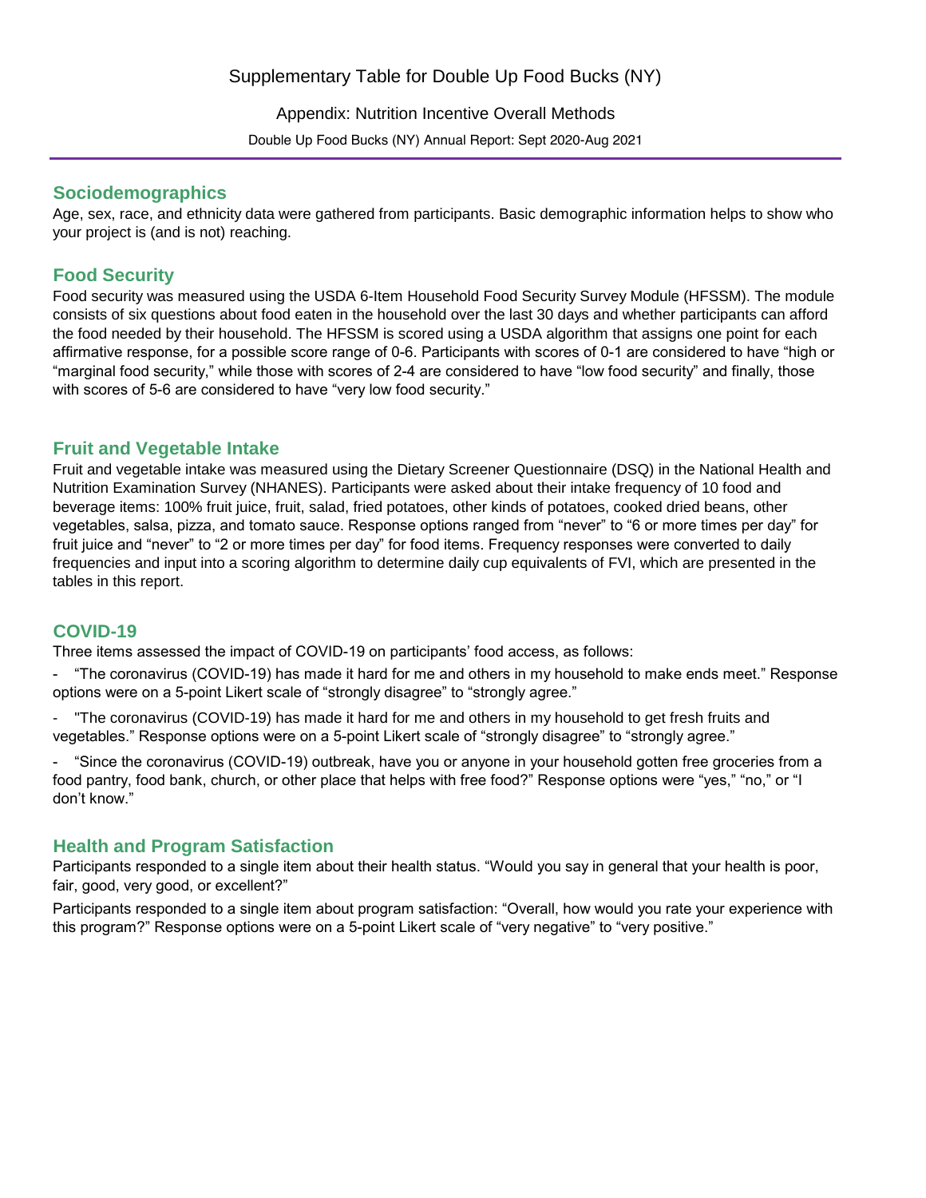Supplementary Table for Double Up Food Bucks (NY)

Appendix: Nutrition Incentive Overall Methods

Double Up Food Bucks (NY) Annual Report: Sept 2020-Aug 2021

## Sociodemographics

Age, sex, race, and ethnicity data were gathered from participants. Basic demographic information helps to show who your project is (and is not) reaching.

## Food Security

Food security was measured using the USDA 6-Item Household Food Security Survey Module (HFSSM). The module consists of six questions about food eaten in the household over the last 30 days and whether participants can afford the food needed by their household. The HFSSM is scored using a USDA algorithm that assigns one point for each affirmative response, for a possible score range of 0-6. Participants with scores of 0-1 are considered to have "high or "marginal food security," while those with scores of 2-4 are considered to have "low food security" and finally, those with scores of 5-6 are considered to have "very low food security."

## Fruit and Vegetable Intake

Fruit and vegetable intake was measured using the Dietary Screener Questionnaire (DSQ) in the National Health and Nutrition Examination Survey (NHANES). Participants were asked about their intake frequency of 10 food and beverage items: 100% fruit juice, fruit, salad, fried potatoes, other kinds of potatoes, cooked dried beans, other vegetables, salsa, pizza, and tomato sauce. Response options ranged from "never" to "6 or more times per day" for fruit juice and "never" to "2 or more times per day" for food items. Frequency responses were converted to daily frequencies and input into a scoring algorithm to determine daily cup equivalents of FVI, which are presented in the tables in this report.

## COVID-19

Three items assessed the impact of COVID-19 on participants' food access, as follows:

- "The coronavirus (COVID-19) has made it hard for me and others in my household to make ends meet." Response options were on a 5-point Likert scale of "strongly disagree" to "strongly agree."
- "The coronavirus (COVID-19) has made it hard for me and others in my household to get fresh fruits and vegetables." Response options were on a 5-point Likert scale of "strongly disagree" to "strongly agree."
- "Since the coronavirus (COVID-19) outbreak, have you or anyone in your household gotten free groceries from a food pantry, food bank, church, or other place that helps with free food?" Response options were "yes," "no," or "I don't know."

## Health and Program Satisfaction

Participants responded to a single item about their health status. "Would you say in general that your health is poor, fair, good, very good, or excellent?"

Participants responded to a single item about program satisfaction: "Overall, how would you rate your experience with this program?" Response options were on a 5-point Likert scale of "very negative" to "very positive."